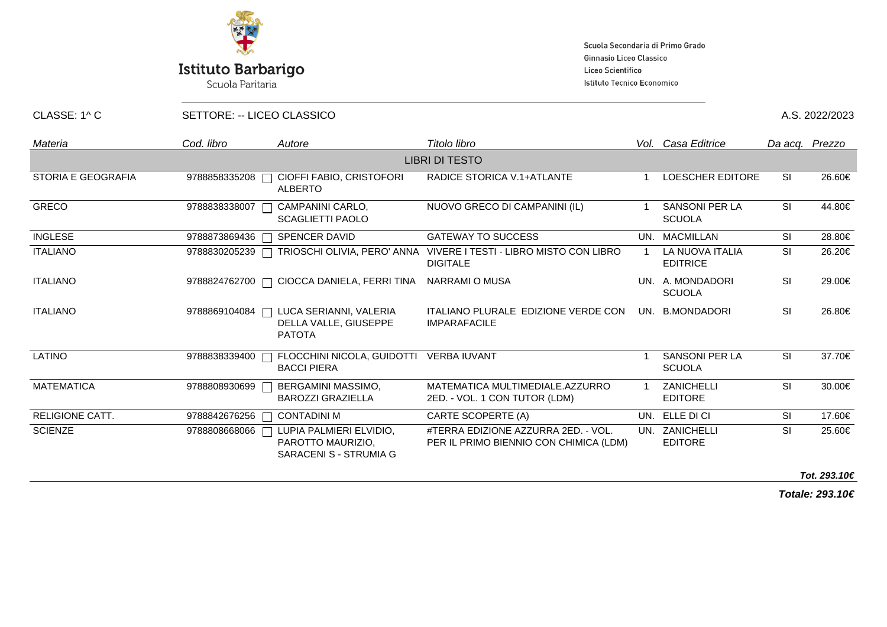**Istituto Barbarigo**
Scuola Paritaria

Scuola Secondaria di Primo Grado
Ginnasio Liceo Classico
Liceo Scientifico
Istituto Tecnico Economico

CLASSE: 1^ C SETTORE: -- LICEO CLASSICO A.S. 2022/2023

| *Materia* | *Cod. libro* | *Autore* | *Titolo libro* | *Vol.* | *Casa Editrice* | *Da acq.* | *Prezzo* |
|---|---|---|---|---|---|---|---|
| | | | LIBRI DI TESTO | | | | |
| STORIA E GEOGRAFIA | 9788858335208 | CIOFFI FABIO, CRISTOFORI ALBERTO | RADICE STORICA V.1+ATLANTE | 1 | LOESCHER EDITORE | SI | 26.60€ |
| GRECO | 9788838338007 | CAMPANINI CARLO, SCAGLIETTI PAOLO | NUOVO GRECO DI CAMPANINI (IL) | 1 | SANSONI PER LA SCUOLA | SI | 44.80€ |
| INGLESE | 9788873869436 | SPENCER DAVID | GATEWAY TO SUCCESS | UN. | MACMILLAN | SI | 28.80€ |
| ITALIANO | 9788830205239 | TRIOSCHI OLIVIA, PERO' ANNA | VIVERE I TESTI - LIBRO MISTO CON LIBRO DIGITALE | 1 | LA NUOVA ITALIA EDITRICE | SI | 26.20€ |
| ITALIANO | 9788824762700 | CIOCCA DANIELA, FERRI TINA | NARRAMI O MUSA | UN. | A. MONDADORI SCUOLA | SI | 29.00€ |
| ITALIANO | 9788869104084 | LUCA SERIANNI, VALERIA DELLA VALLE, GIUSEPPE PATOTA | ITALIANO PLURALE EDIZIONE VERDE CON IMPARAFACILE | UN. | B.MONDADORI | SI | 26.80€ |
| LATINO | 9788838339400 | FLOCCHINI NICOLA, GUIDOTTI BACCI PIERA | VERBA IUVANT | 1 | SANSONI PER LA SCUOLA | SI | 37.70€ |
| MATEMATICA | 9788808930699 | BERGAMINI MASSIMO, BAROZZI GRAZIELLA | MATEMATICA MULTIMEDIALE.AZZURRO 2ED. - VOL. 1 CON TUTOR (LDM) | 1 | ZANICHELLI EDITORE | SI | 30.00€ |
| RELIGIONE CATT. | 9788842676256 | CONTADINI M | CARTE SCOPERTE (A) | UN. | ELLE DI CI | SI | 17.60€ |
| SCIENZE | 9788808668066 | LUPIA PALMIERI ELVIDIO, PAROTTO MAURIZIO, SARACENI S - STRUMIA G | #TERRA EDIZIONE AZZURRA 2ED. - VOL. PER IL PRIMO BIENNIO CON CHIMICA (LDM) | UN. | ZANICHELLI EDITORE | SI | 25.60€ |

***Tot. 293.10€***

***Totale: 293.10€***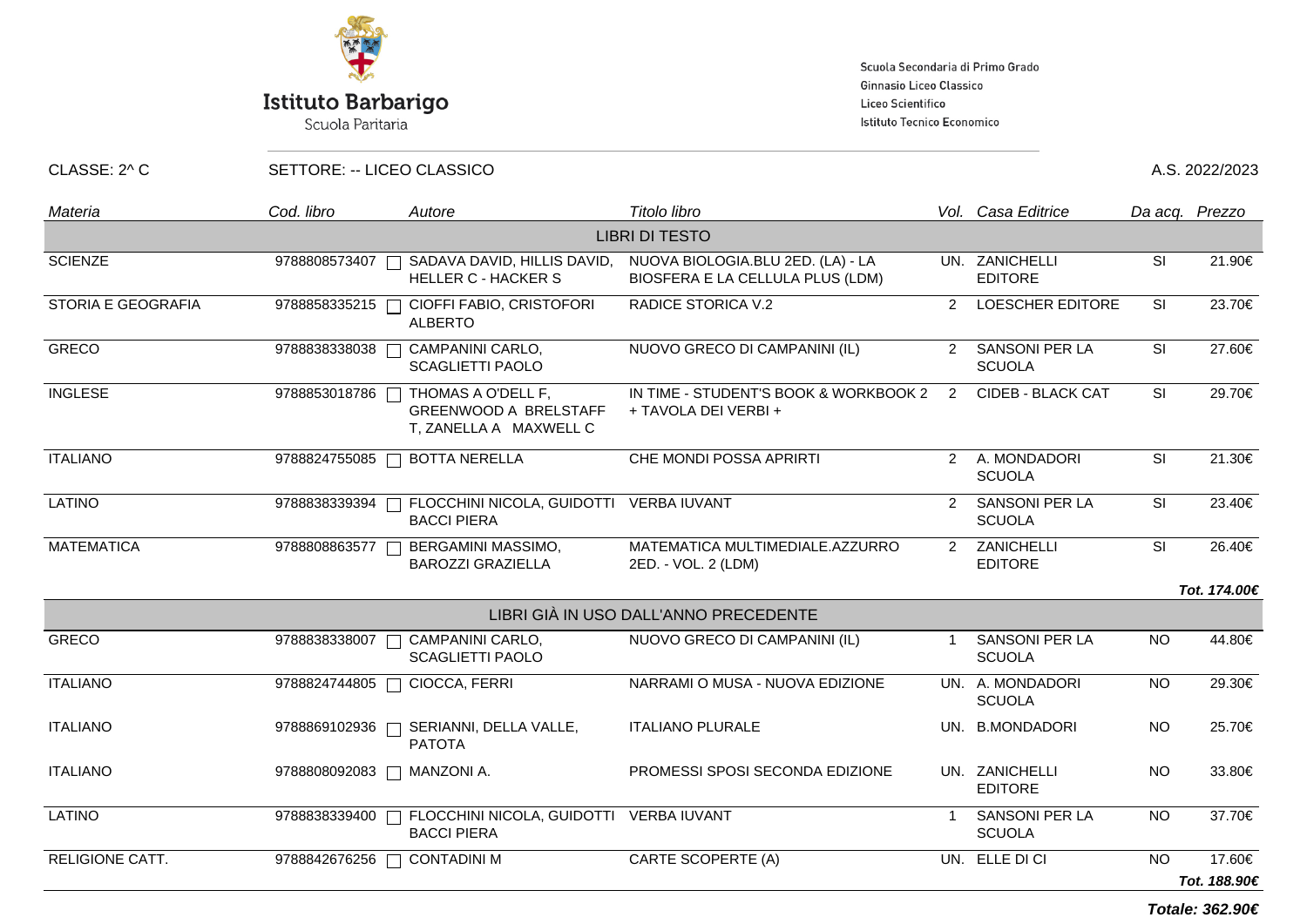**Istituto Barbarigo**
Scuola Paritaria

Scuola Secondaria di Primo Grado
Ginnasio Liceo Classico
Liceo Scientifico
Istituto Tecnico Economico

CLASSE: 2^ C SETTORE: -- LICEO CLASSICO A.S. 2022/2023

| *Materia* | *Cod. libro* | *Autore* | *Titolo libro* | *Vol.* | *Casa Editrice* | *Da acq.* | *Prezzo* |
|---|---|---|---|---|---|---|---|
| | | | LIBRI DI TESTO | | | | |
| SCIENZE | 9788808573407 | SADAVA DAVID, HILLIS DAVID, HELLER C - HACKER S | NUOVA BIOLOGIA.BLU 2ED. (LA) - LA BIOSFERA E LA CELLULA PLUS (LDM) | UN. | ZANICHELLI EDITORE | SI | 21.90€ |
| STORIA E GEOGRAFIA | 9788858335215 | CIOFFI FABIO, CRISTOFORI ALBERTO | RADICE STORICA V.2 | 2 | LOESCHER EDITORE | SI | 23.70€ |
| GRECO | 9788838338038 | CAMPANINI CARLO, SCAGLIETTI PAOLO | NUOVO GRECO DI CAMPANINI (IL) | 2 | SANSONI PER LA SCUOLA | SI | 27.60€ |
| INGLESE | 9788853018786 | THOMAS A O'DELL F, GREENWOOD A BRELSTAFF T, ZANELLA A MAXWELL C | IN TIME - STUDENT'S BOOK & WORKBOOK 2 + TAVOLA DEI VERBI + | 2 | CIDEB - BLACK CAT | SI | 29.70€ |
| ITALIANO | 9788824755085 | BOTTA NERELLA | CHE MONDI POSSA APRIRTI | 2 | A. MONDADORI SCUOLA | SI | 21.30€ |
| LATINO | 9788838339394 | FLOCCHINI NICOLA, GUIDOTTI BACCI PIERA | VERBA IUVANT | 2 | SANSONI PER LA SCUOLA | SI | 23.40€ |
| MATEMATICA | 9788808863577 | BERGAMINI MASSIMO, BAROZZI GRAZIELLA | MATEMATICA MULTIMEDIALE.AZZURRO 2ED. - VOL. 2 (LDM) | 2 | ZANICHELLI EDITORE | SI | 26.40€ |
| | | | | | | | ***Tot. 174.00€*** |
| | | | LIBRI GIÀ IN USO DALL'ANNO PRECEDENTE | | | | |
| GRECO | 9788838338007 | CAMPANINI CARLO, SCAGLIETTI PAOLO | NUOVO GRECO DI CAMPANINI (IL) | 1 | SANSONI PER LA SCUOLA | NO | 44.80€ |
| ITALIANO | 9788824744805 | CIOCCA, FERRI | NARRAMI O MUSA - NUOVA EDIZIONE | UN. | A. MONDADORI SCUOLA | NO | 29.30€ |
| ITALIANO | 9788869102936 | SERIANNI, DELLA VALLE, PATOTA | ITALIANO PLURALE | UN. | B.MONDADORI | NO | 25.70€ |
| ITALIANO | 9788808092083 | MANZONI A. | PROMESSI SPOSI SECONDA EDIZIONE | UN. | ZANICHELLI EDITORE | NO | 33.80€ |
| LATINO | 9788838339400 | FLOCCHINI NICOLA, GUIDOTTI BACCI PIERA | VERBA IUVANT | 1 | SANSONI PER LA SCUOLA | NO | 37.70€ |
| RELIGIONE CATT. | 9788842676256 | CONTADINI M | CARTE SCOPERTE (A) | UN. | ELLE DI CI | NO | 17.60€ |
| | | | | | | | ***Tot. 188.90€*** |

***Totale: 362.90€***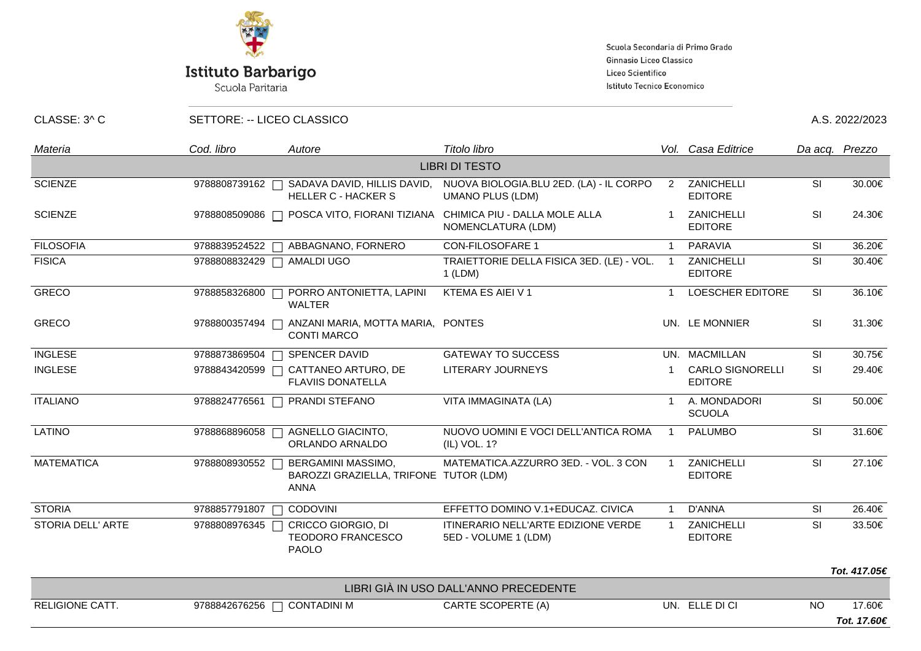**Istituto Barbarigo**
Scuola Paritaria

Scuola Secondaria di Primo Grado
Ginnasio Liceo Classico
Liceo Scientifico
Istituto Tecnico Economico

CLASSE: 3^ C | SETTORE: -- LICEO CLASSICO | A.S. 2022/2023

| Materia | Cod. libro | Autore | Titolo libro | Vol. | Casa Editrice | Da acq. | Prezzo |
|---|---|---|---|---|---|---|---|
| **LIBRI DI TESTO** | | | | | | | |
| SCIENZE | 9788808739162 | SADAVA DAVID, HILLIS DAVID, HELLER C - HACKER S | NUOVA BIOLOGIA.BLU 2ED. (LA) - IL CORPO UMANO PLUS (LDM) | 2 | ZANICHELLI EDITORE | SI | 30.00€ |
| SCIENZE | 9788808509086 | POSCA VITO, FIORANI TIZIANA | CHIMICA PIU - DALLA MOLE ALLA NOMENCLATURA (LDM) | 1 | ZANICHELLI EDITORE | SI | 24.30€ |
| FILOSOFIA | 9788839524522 | ABBAGNANO, FORNERO | CON-FILOSOFARE 1 | 1 | PARAVIA | SI | 36.20€ |
| FISICA | 9788808832429 | AMALDI UGO | TRAIETTORIE DELLA FISICA 3ED. (LE) - VOL. 1 (LDM) | 1 | ZANICHELLI EDITORE | SI | 30.40€ |
| GRECO | 9788858326800 | PORRO ANTONIETTA, LAPINI WALTER | KTEMA ES AIEI V 1 | 1 | LOESCHER EDITORE | SI | 36.10€ |
| GRECO | 9788800357494 | ANZANI MARIA, MOTTA MARIA, CONTI MARCO | PONTES | UN. | LE MONNIER | SI | 31.30€ |
| INGLESE | 9788873869504 | SPENCER DAVID | GATEWAY TO SUCCESS | UN. | MACMILLAN | SI | 30.75€ |
| INGLESE | 9788843420599 | CATTANEO ARTURO, DE FLAVIIS DONATELLA | LITERARY JOURNEYS | 1 | CARLO SIGNORELLI EDITORE | SI | 29.40€ |
| ITALIANO | 9788824776561 | PRANDI STEFANO | VITA IMMAGINATA (LA) | 1 | A. MONDADORI SCUOLA | SI | 50.00€ |
| LATINO | 9788868896058 | AGNELLO GIACINTO, ORLANDO ARNALDO | NUOVO UOMINI E VOCI DELL'ANTICA ROMA (IL) VOL. 1? | 1 | PALUMBO | SI | 31.60€ |
| MATEMATICA | 9788808930552 | BERGAMINI MASSIMO, BAROZZI GRAZIELLA, TRIFONE ANNA | MATEMATICA.AZZURRO 3ED. - VOL. 3 CON TUTOR (LDM) | 1 | ZANICHELLI EDITORE | SI | 27.10€ |
| STORIA | 9788857791807 | CODOVINI | EFFETTO DOMINO V.1+EDUCAZ. CIVICA | 1 | D'ANNA | SI | 26.40€ |
| STORIA DELL' ARTE | 9788808976345 | CRICCO GIORGIO, DI TEODORO FRANCESCO PAOLO | ITINERARIO NELL'ARTE EDIZIONE VERDE 5ED - VOLUME 1 (LDM) | 1 | ZANICHELLI EDITORE | SI | 33.50€ |
| | | | | | | | ***Tot. 417.05€*** |
| **LIBRI GIÀ IN USO DALL'ANNO PRECEDENTE** | | | | | | | |
| RELIGIONE CATT. | 9788842676256 | CONTADINI M | CARTE SCOPERTE (A) | UN. | ELLE DI CI | NO | 17.60€ |
| | | | | | | | ***Tot. 17.60€*** |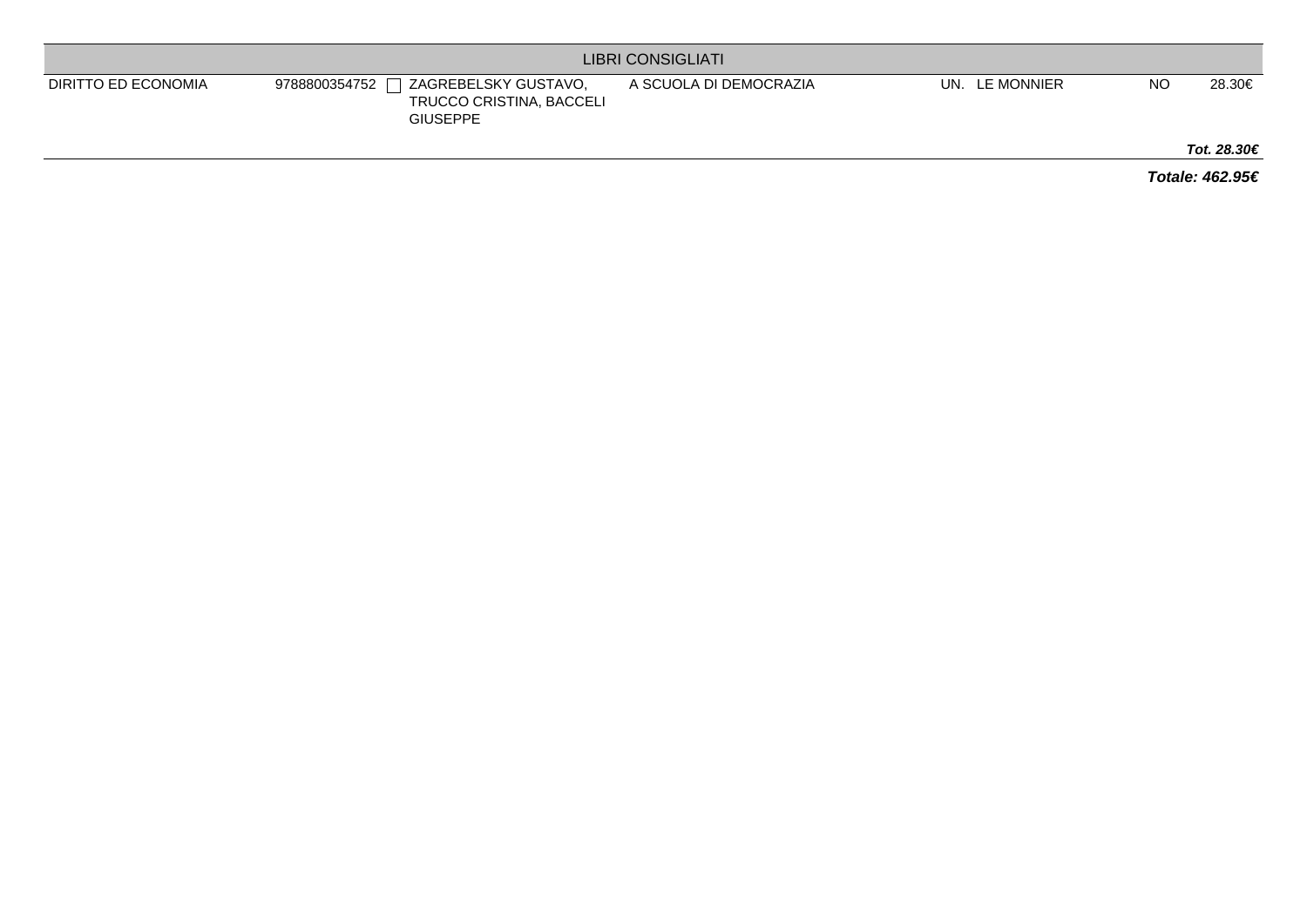| LIBRI CONSIGLIATI | | | | | | | | |
|---|---|---|---|---|---|---|---|---|
| DIRITTO ED ECONOMIA | 9788800354752 | ☐ | ZAGREBELSKY GUSTAVO, TRUCCO CRISTINA, BACCELI GIUSEPPE | A SCUOLA DI DEMOCRAZIA | UN. | LE MONNIER | NO | 28.30€ |
| | | | | | | | | ***Tot. 28.30€*** |

***Totale: 462.95€***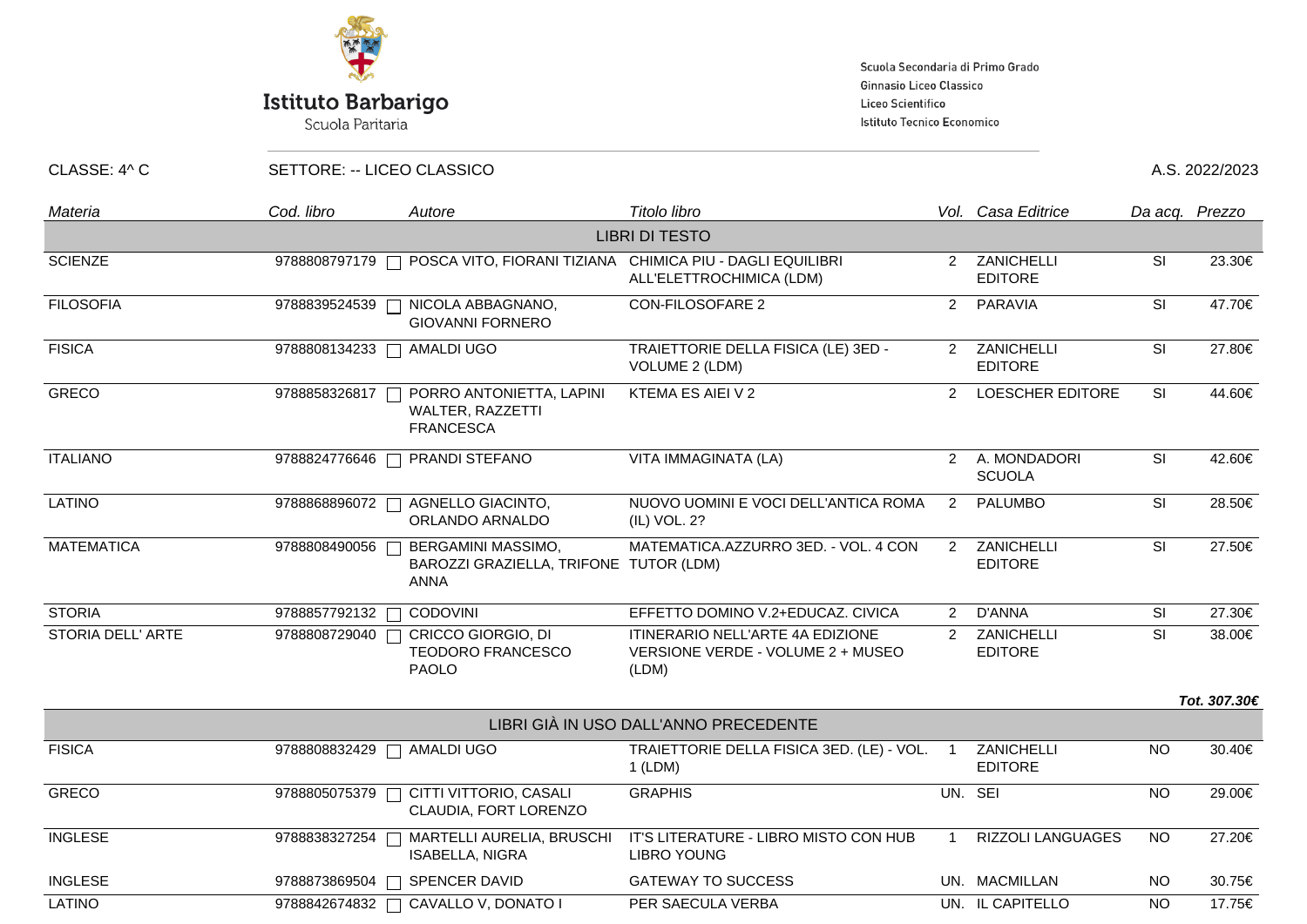Istituto Barbarigo
Scuola Paritaria

Scuola Secondaria di Primo Grado
Ginnasio Liceo Classico
Liceo Scientifico
Istituto Tecnico Economico

CLASSE: 4^ C | SETTORE: -- LICEO CLASSICO | A.S. 2022/2023

| *Materia* | *Cod. libro* | *Autore* | *Titolo libro* | *Vol.* | *Casa Editrice* | *Da acq.* | *Prezzo* |
|---|---|---|---|---|---|---|---|
| | | | LIBRI DI TESTO | | | | |
| SCIENZE | 9788808797179 | POSCA VITO, FIORANI TIZIANA | CHIMICA PIU - DAGLI EQUILIBRI ALL'ELETTROCHIMICA (LDM) | 2 | ZANICHELLI EDITORE | SI | 23.30€ |
| FILOSOFIA | 9788839524539 | NICOLA ABBAGNANO, GIOVANNI FORNERO | CON-FILOSOFARE 2 | 2 | PARAVIA | SI | 47.70€ |
| FISICA | 9788808134233 | AMALDI UGO | TRAIETTORIE DELLA FISICA (LE) 3ED - VOLUME 2 (LDM) | 2 | ZANICHELLI EDITORE | SI | 27.80€ |
| GRECO | 9788858326817 | PORRO ANTONIETTA, LAPINI WALTER, RAZZETTI FRANCESCA | KTEMA ES AIEI V 2 | 2 | LOESCHER EDITORE | SI | 44.60€ |
| ITALIANO | 9788824776646 | PRANDI STEFANO | VITA IMMAGINATA (LA) | 2 | A. MONDADORI SCUOLA | SI | 42.60€ |
| LATINO | 9788868896072 | AGNELLO GIACINTO, ORLANDO ARNALDO | NUOVO UOMINI E VOCI DELL'ANTICA ROMA (IL) VOL. 2? | 2 | PALUMBO | SI | 28.50€ |
| MATEMATICA | 9788808490056 | BERGAMINI MASSIMO, BAROZZI GRAZIELLA, TRIFONE ANNA | MATEMATICA.AZZURRO 3ED. - VOL. 4 CON TUTOR (LDM) | 2 | ZANICHELLI EDITORE | SI | 27.50€ |
| STORIA | 9788857792132 | CODOVINI | EFFETTO DOMINO V.2+EDUCAZ. CIVICA | 2 | D'ANNA | SI | 27.30€ |
| STORIA DELL' ARTE | 9788808729040 | CRICCO GIORGIO, DI TEODORO FRANCESCO PAOLO | ITINERARIO NELL'ARTE 4A EDIZIONE VERSIONE VERDE - VOLUME 2 + MUSEO (LDM) | 2 | ZANICHELLI EDITORE | SI | 38.00€ |
| | | | | | | | ***Tot. 307.30€*** |
| | | | LIBRI GIÀ IN USO DALL'ANNO PRECEDENTE | | | | |
| FISICA | 9788808832429 | AMALDI UGO | TRAIETTORIE DELLA FISICA 3ED. (LE) - VOL. 1 (LDM) | 1 | ZANICHELLI EDITORE | NO | 30.40€ |
| GRECO | 9788805075379 | CITTI VITTORIO, CASALI CLAUDIA, FORT LORENZO | GRAPHIS | UN. | SEI | NO | 29.00€ |
| INGLESE | 9788838327254 | MARTELLI AURELIA, BRUSCHI ISABELLA, NIGRA | IT'S LITERATURE - LIBRO MISTO CON HUB LIBRO YOUNG | 1 | RIZZOLI LANGUAGES | NO | 27.20€ |
| INGLESE | 9788873869504 | SPENCER DAVID | GATEWAY TO SUCCESS | UN. | MACMILLAN | NO | 30.75€ |
| LATINO | 9788842674832 | CAVALLO V, DONATO I | PER SAECULA VERBA | UN. | IL CAPITELLO | NO | 17.75€ |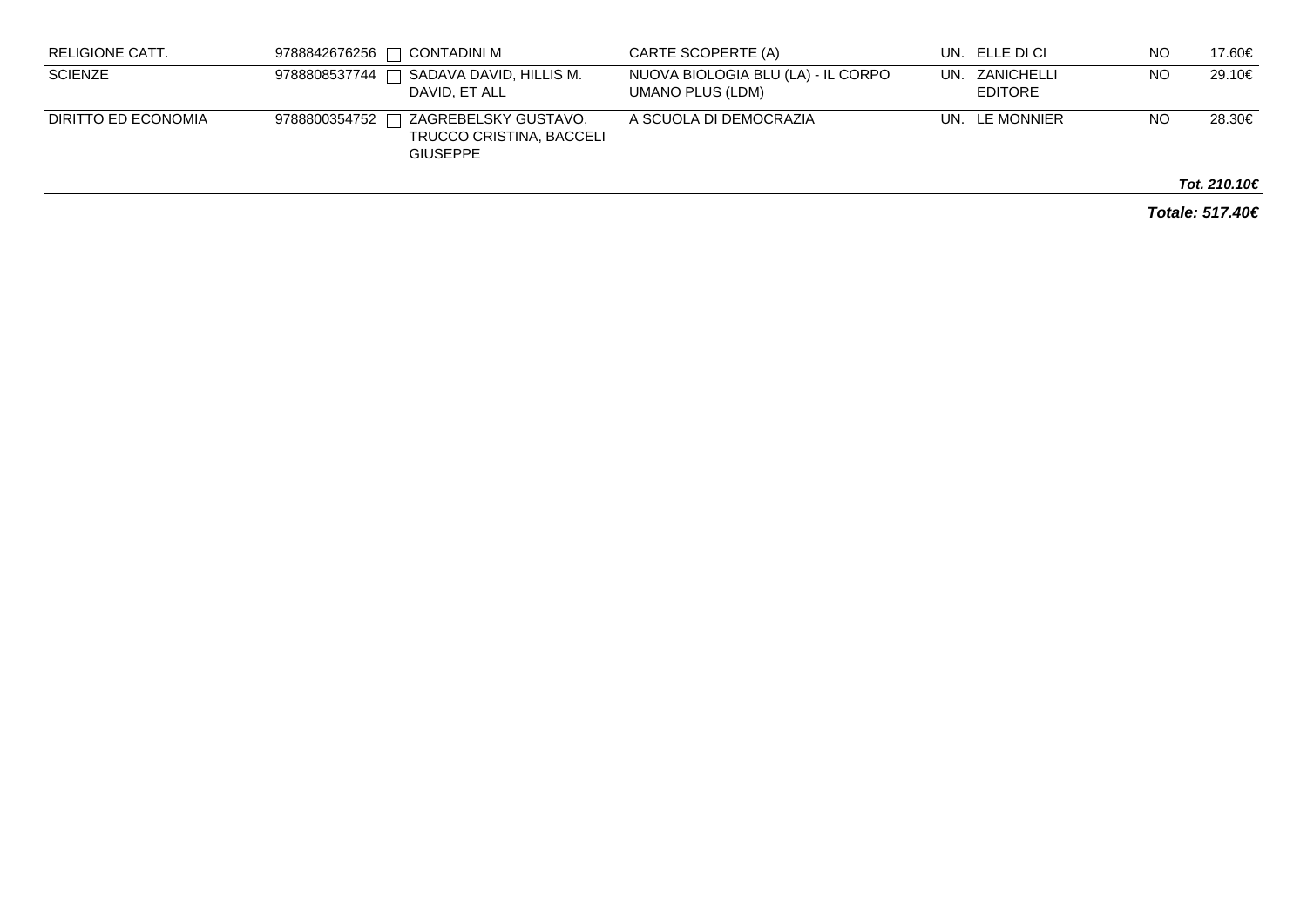| RELIGIONE CATT. | 9788842676256 | ☐ | CONTADINI M | CARTE SCOPERTE (A) | UN. | ELLE DI CI | NO | 17.60€ |
|---|---|---|---|---|---|---|---|---|
| SCIENZE | 9788808537744 | ☐ | SADAVA DAVID, HILLIS M. DAVID, ET ALL | NUOVA BIOLOGIA BLU (LA) - IL CORPO UMANO PLUS (LDM) | UN. | ZANICHELLI EDITORE | NO | 29.10€ |
| DIRITTO ED ECONOMIA | 9788800354752 | ☐ | ZAGREBELSKY GUSTAVO, TRUCCO CRISTINA, BACCELI GIUSEPPE | A SCUOLA DI DEMOCRAZIA | UN. | LE MONNIER | NO | 28.30€ |

***Tot. 210.10€***

***Totale: 517.40€***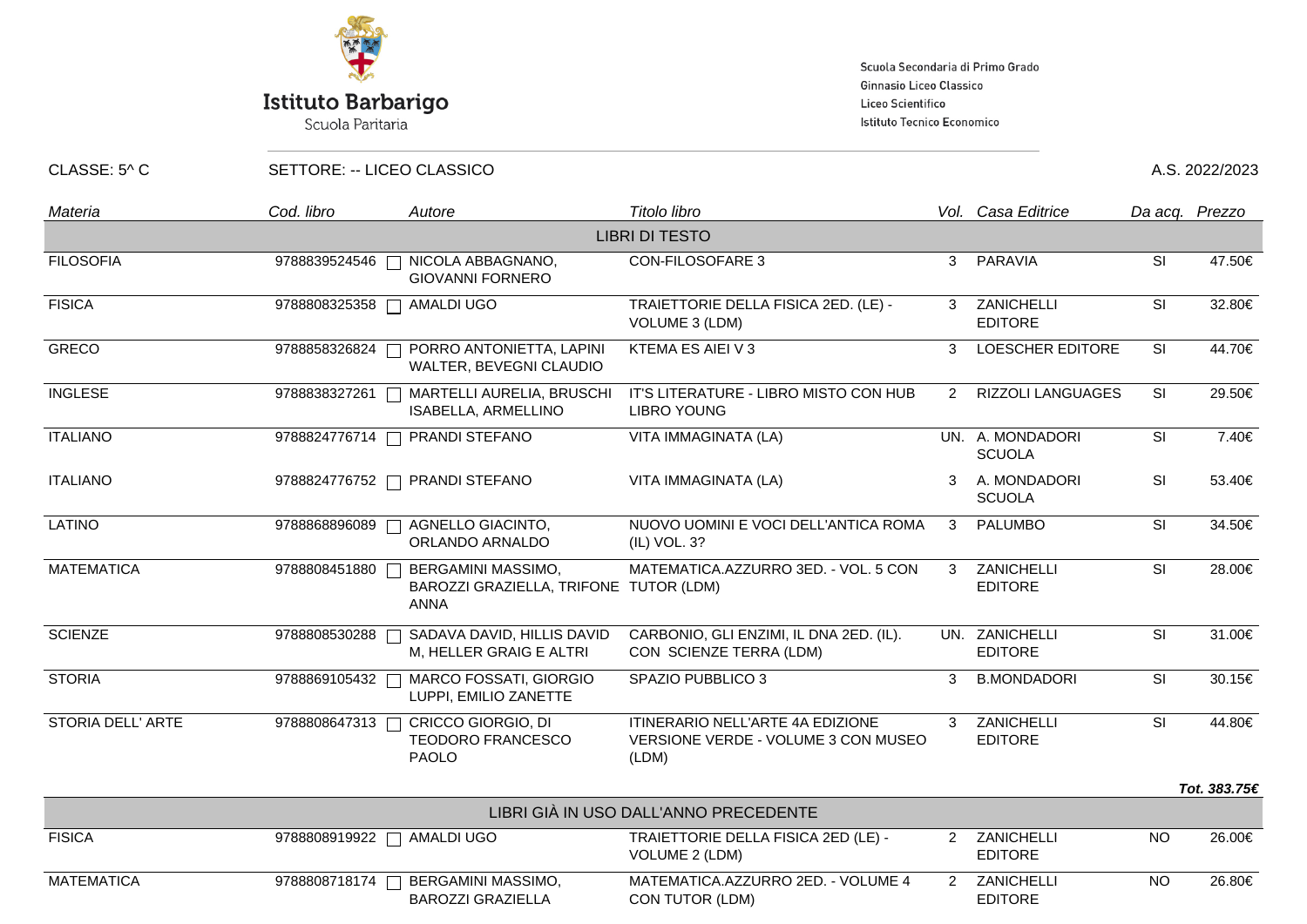**Istituto Barbarigo**
Scuola Paritaria

Scuola Secondaria di Primo Grado
Ginnasio Liceo Classico
Liceo Scientifico
Istituto Tecnico Economico

CLASSE: 5^ C SETTORE: -- LICEO CLASSICO A.S. 2022/2023

| *Materia* | *Cod. libro* | *Autore* | *Titolo libro* | *Vol.* | *Casa Editrice* | *Da acq.* | *Prezzo* |
|---|---|---|---|---|---|---|---|
| | | | LIBRI DI TESTO | | | | |
| FILOSOFIA | 9788839524546 | NICOLA ABBAGNANO, GIOVANNI FORNERO | CON-FILOSOFARE 3 | 3 | PARAVIA | SI | 47.50€ |
| FISICA | 9788808325358 | AMALDI UGO | TRAIETTORIE DELLA FISICA 2ED. (LE) - VOLUME 3 (LDM) | 3 | ZANICHELLI EDITORE | SI | 32.80€ |
| GRECO | 9788858326824 | PORRO ANTONIETTA, LAPINI WALTER, BEVEGNI CLAUDIO | KTEMA ES AIEI V 3 | 3 | LOESCHER EDITORE | SI | 44.70€ |
| INGLESE | 9788838327261 | MARTELLI AURELIA, BRUSCHI ISABELLA, ARMELLINO | IT'S LITERATURE - LIBRO MISTO CON HUB LIBRO YOUNG | 2 | RIZZOLI LANGUAGES | SI | 29.50€ |
| ITALIANO | 9788824776714 | PRANDI STEFANO | VITA IMMAGINATA (LA) | UN. | A. MONDADORI SCUOLA | SI | 7.40€ |
| ITALIANO | 9788824776752 | PRANDI STEFANO | VITA IMMAGINATA (LA) | 3 | A. MONDADORI SCUOLA | SI | 53.40€ |
| LATINO | 9788868896089 | AGNELLO GIACINTO, ORLANDO ARNALDO | NUOVO UOMINI E VOCI DELL'ANTICA ROMA (IL) VOL. 3? | 3 | PALUMBO | SI | 34.50€ |
| MATEMATICA | 9788808451880 | BERGAMINI MASSIMO, BAROZZI GRAZIELLA, TRIFONE ANNA | MATEMATICA.AZZURRO 3ED. - VOL. 5 CON TUTOR (LDM) | 3 | ZANICHELLI EDITORE | SI | 28.00€ |
| SCIENZE | 9788808530288 | SADAVA DAVID, HILLIS DAVID M, HELLER GRAIG E ALTRI | CARBONIO, GLI ENZIMI, IL DNA 2ED. (IL). CON SCIENZE TERRA (LDM) | UN. | ZANICHELLI EDITORE | SI | 31.00€ |
| STORIA | 9788869105432 | MARCO FOSSATI, GIORGIO LUPPI, EMILIO ZANETTE | SPAZIO PUBBLICO 3 | 3 | B.MONDADORI | SI | 30.15€ |
| STORIA DELL' ARTE | 9788808647313 | CRICCO GIORGIO, DI TEODORO FRANCESCO PAOLO | ITINERARIO NELL'ARTE 4A EDIZIONE VERSIONE VERDE - VOLUME 3 CON MUSEO (LDM) | 3 | ZANICHELLI EDITORE | SI | 44.80€ |
| | | | | | | | ***Tot. 383.75€*** |
| | | | LIBRI GIÀ IN USO DALL'ANNO PRECEDENTE | | | | |
| FISICA | 9788808919922 | AMALDI UGO | TRAIETTORIE DELLA FISICA 2ED (LE) - VOLUME 2 (LDM) | 2 | ZANICHELLI EDITORE | NO | 26.00€ |
| MATEMATICA | 9788808718174 | BERGAMINI MASSIMO, BAROZZI GRAZIELLA | MATEMATICA.AZZURRO 2ED. - VOLUME 4 CON TUTOR (LDM) | 2 | ZANICHELLI EDITORE | NO | 26.80€ |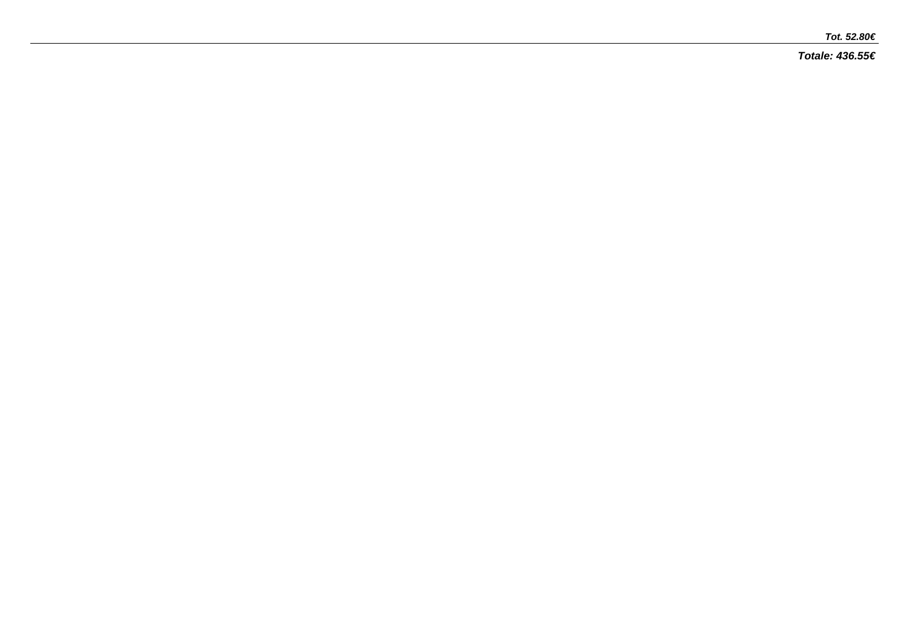***Tot. 52.80€***

---

***Totale: 436.55€***